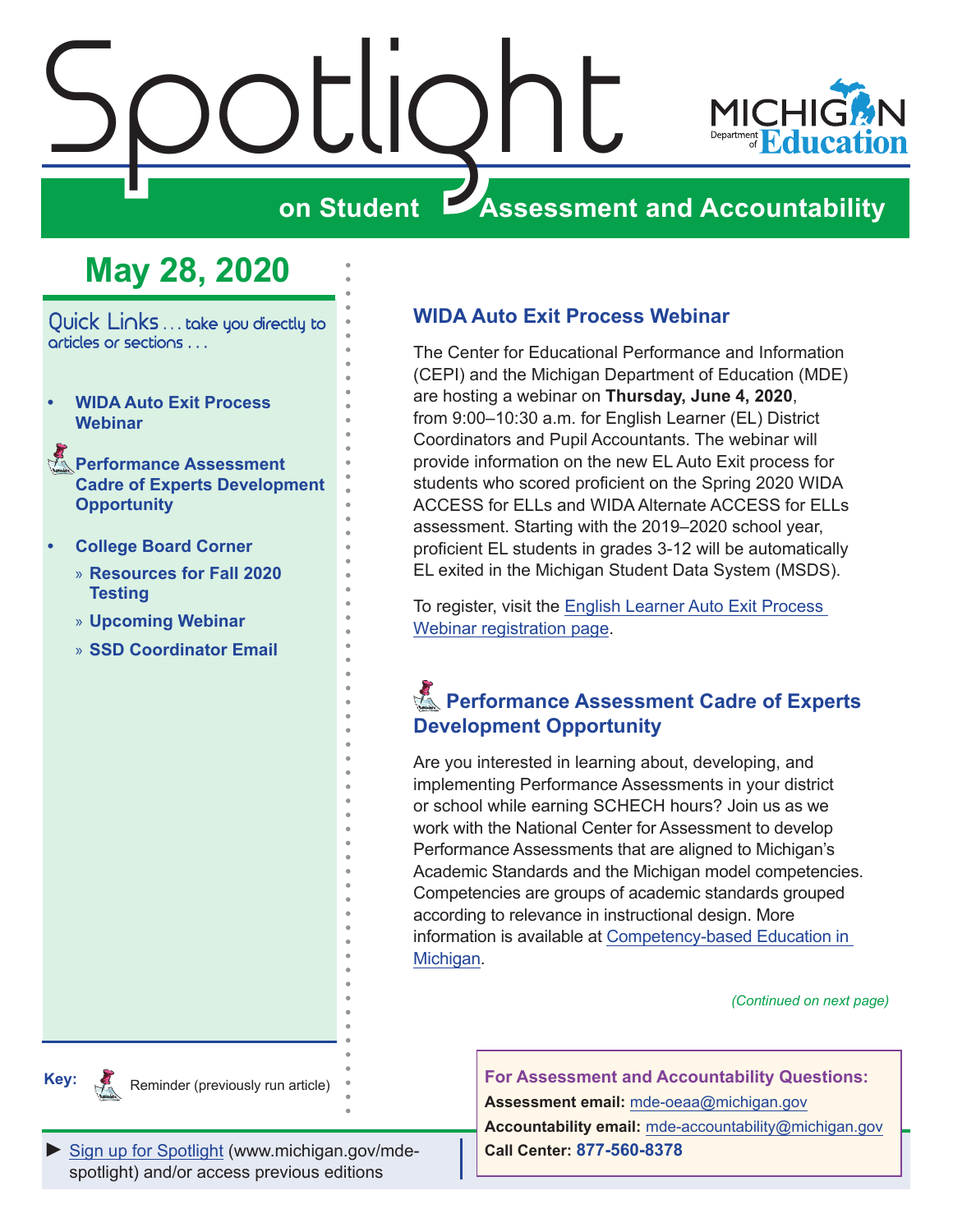# Spotlight on Student Assessment and Accountability

MICHIGAN Department of Education

## May 28, 2020

Quick Links . . . take you directly to articles or sections . . .

- **WIDA Auto Exit Process Webinar**
- **Performance Assessment Cadre of Experts Development Opportunity**
- **College Board Corner**
  - **Resources for Fall 2020 Testing**
  - **Upcoming Webinar**
  - **SSD Coordinator Email**

Key: Reminder (previously run article)

## WIDA Auto Exit Process Webinar

The Center for Educational Performance and Information (CEPI) and the Michigan Department of Education (MDE) are hosting a webinar on **Thursday, June 4, 2020**, from 9:00–10:30 a.m. for English Learner (EL) District Coordinators and Pupil Accountants. The webinar will provide information on the new EL Auto Exit process for students who scored proficient on the Spring 2020 WIDA ACCESS for ELLs and WIDA Alternate ACCESS for ELLs assessment. Starting with the 2019–2020 school year, proficient EL students in grades 3-12 will be automatically EL exited in the Michigan Student Data System (MSDS).

To register, visit the English Learner Auto Exit Process Webinar registration page.

## Performance Assessment Cadre of Experts Development Opportunity

Are you interested in learning about, developing, and implementing Performance Assessments in your district or school while earning SCHECH hours? Join us as we work with the National Center for Assessment to develop Performance Assessments that are aligned to Michigan's Academic Standards and the Michigan model competencies. Competencies are groups of academic standards grouped according to relevance in instructional design. More information is available at Competency-based Education in Michigan.

*(Continued on next page)*

► Sign up for Spotlight (www.michigan.gov/mde-spotlight) and/or access previous editions

**For Assessment and Accountability Questions:**
**Assessment email:** mde-oeaa@michigan.gov
**Accountability email:** mde-accountability@michigan.gov
**Call Center:** **877-560-8378**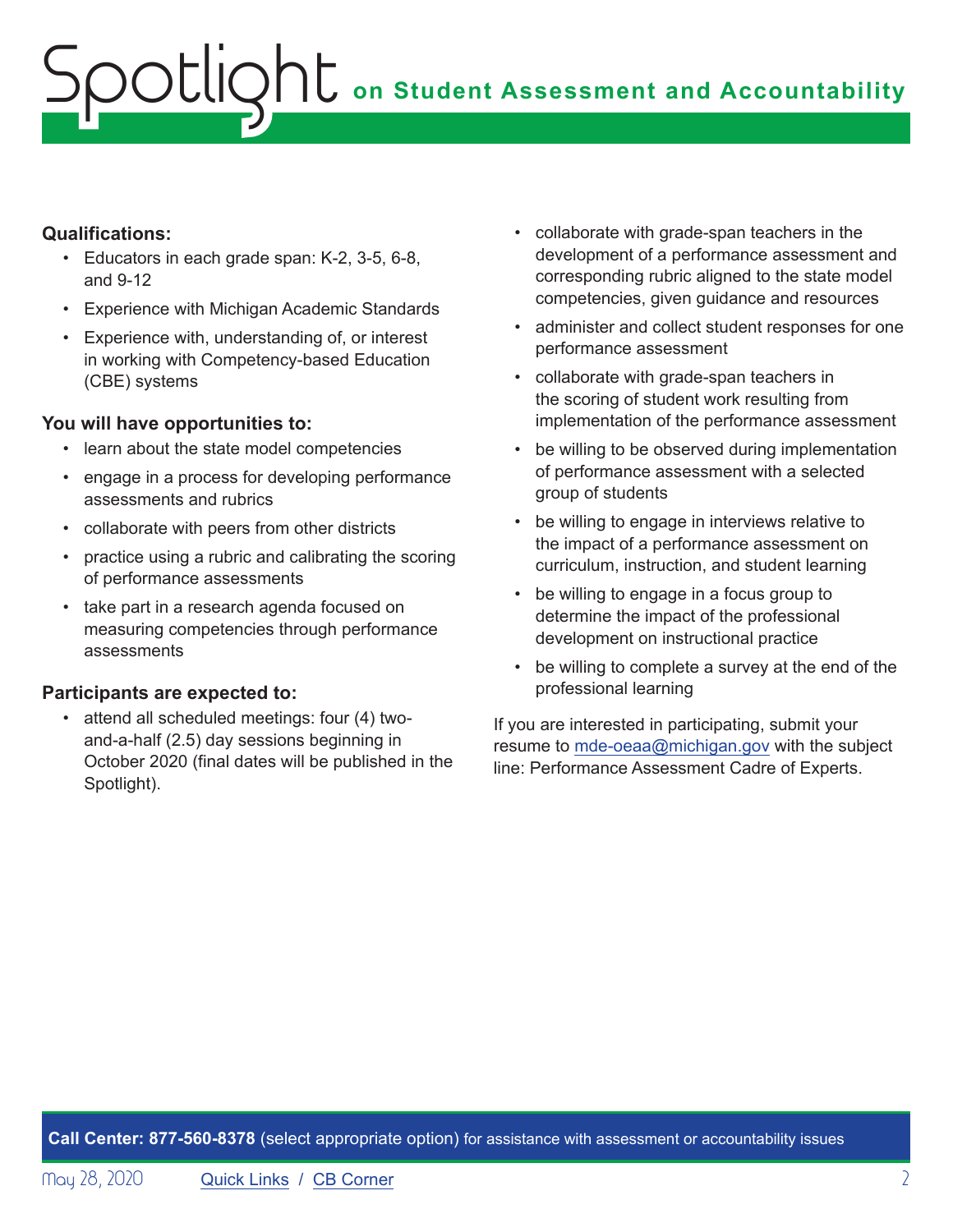**Qualifications:**

- Educators in each grade span: K-2, 3-5, 6-8, and 9-12
- Experience with Michigan Academic Standards
- Experience with, understanding of, or interest in working with Competency-based Education (CBE) systems

**You will have opportunities to:**

- learn about the state model competencies
- engage in a process for developing performance assessments and rubrics
- collaborate with peers from other districts
- practice using a rubric and calibrating the scoring of performance assessments
- take part in a research agenda focused on measuring competencies through performance assessments

**Participants are expected to:**

- attend all scheduled meetings: four (4) two-and-a-half (2.5) day sessions beginning in October 2020 (final dates will be published in the Spotlight).
- collaborate with grade-span teachers in the development of a performance assessment and corresponding rubric aligned to the state model competencies, given guidance and resources
- administer and collect student responses for one performance assessment
- collaborate with grade-span teachers in the scoring of student work resulting from implementation of the performance assessment
- be willing to be observed during implementation of performance assessment with a selected group of students
- be willing to engage in interviews relative to the impact of a performance assessment on curriculum, instruction, and student learning
- be willing to engage in a focus group to determine the impact of the professional development on instructional practice
- be willing to complete a survey at the end of the professional learning

If you are interested in participating, submit your resume to mde-oeaa@michigan.gov with the subject line: Performance Assessment Cadre of Experts.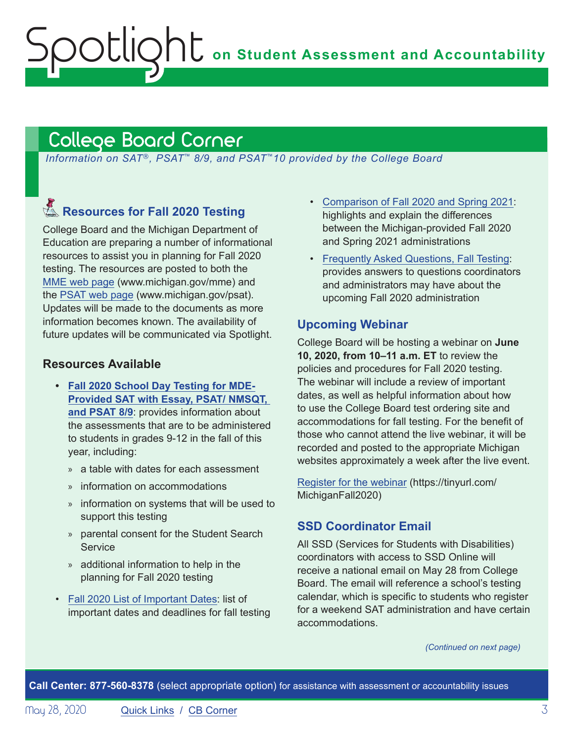## College Board Corner

*Information on SAT®, PSAT™ 8/9, and PSAT™10 provided by the College Board*

### Resources for Fall 2020 Testing

College Board and the Michigan Department of Education are preparing a number of informational resources to assist you in planning for Fall 2020 testing. The resources are posted to both the MME web page (www.michigan.gov/mme) and the PSAT web page (www.michigan.gov/psat). Updates will be made to the documents as more information becomes known. The availability of future updates will be communicated via Spotlight.

#### Resources Available

- **Fall 2020 School Day Testing for MDE-Provided SAT with Essay, PSAT/ NMSQT, and PSAT 8/9**: provides information about the assessments that are to be administered to students in grades 9-12 in the fall of this year, including:
  - a table with dates for each assessment
  - information on accommodations
  - information on systems that will be used to support this testing
  - parental consent for the Student Search Service
  - additional information to help in the planning for Fall 2020 testing
- Fall 2020 List of Important Dates: list of important dates and deadlines for fall testing
- Comparison of Fall 2020 and Spring 2021: highlights and explain the differences between the Michigan-provided Fall 2020 and Spring 2021 administrations
- Frequently Asked Questions, Fall Testing: provides answers to questions coordinators and administrators may have about the upcoming Fall 2020 administration

#### Upcoming Webinar

College Board will be hosting a webinar on **June 10, 2020, from 10–11 a.m. ET** to review the policies and procedures for Fall 2020 testing. The webinar will include a review of important dates, as well as helpful information about how to use the College Board test ordering site and accommodations for fall testing. For the benefit of those who cannot attend the live webinar, it will be recorded and posted to the appropriate Michigan websites approximately a week after the live event.

Register for the webinar (https://tinyurl.com/MichiganFall2020)

#### SSD Coordinator Email

All SSD (Services for Students with Disabilities) coordinators with access to SSD Online will receive a national email on May 28 from College Board. The email will reference a school's testing calendar, which is specific to students who register for a weekend SAT administration and have certain accommodations.

*(Continued on next page)*

**Call Center: 877-560-8378** (select appropriate option) for assistance with assessment or accountability issues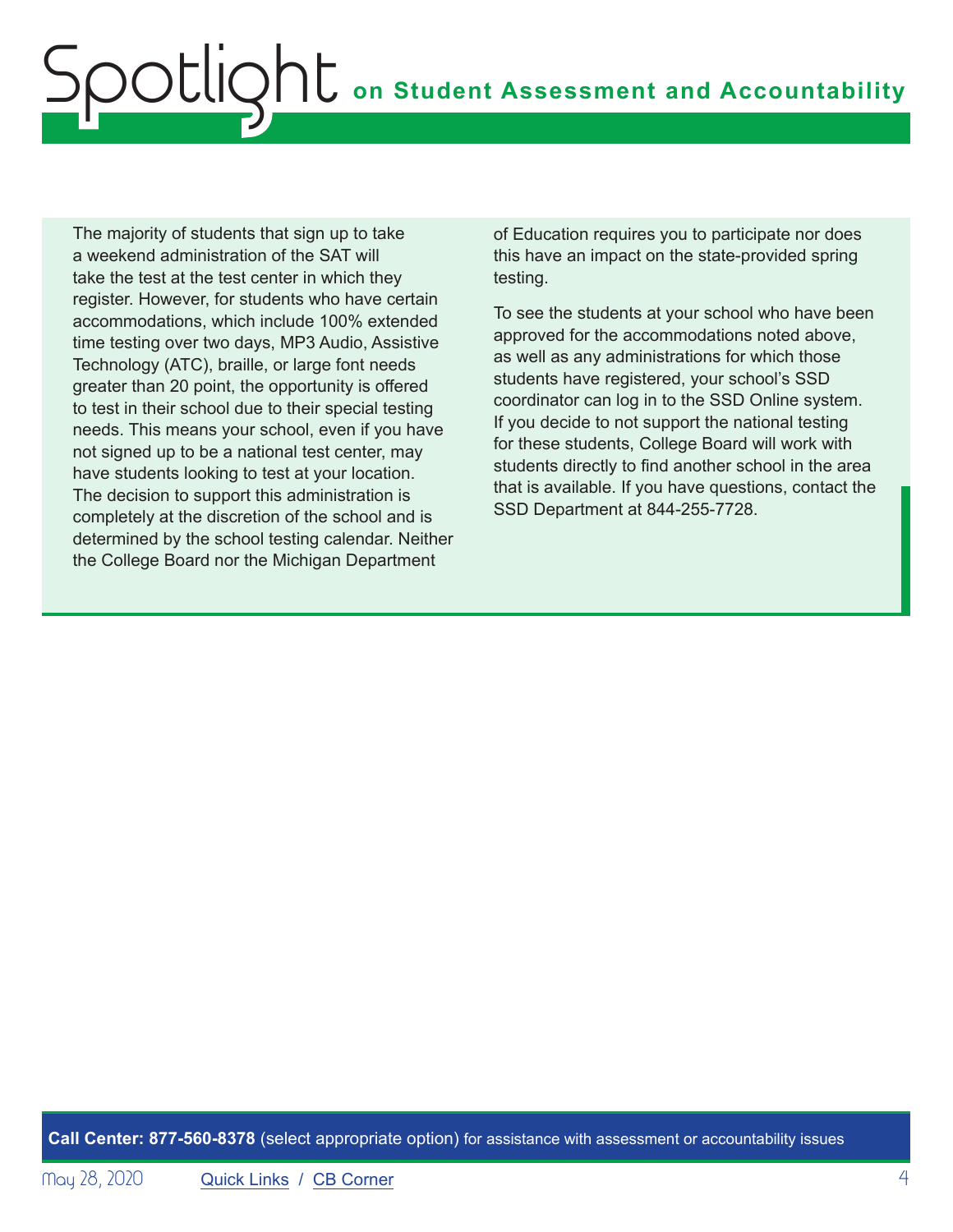The majority of students that sign up to take a weekend administration of the SAT will take the test at the test center in which they register. However, for students who have certain accommodations, which include 100% extended time testing over two days, MP3 Audio, Assistive Technology (ATC), braille, or large font needs greater than 20 point, the opportunity is offered to test in their school due to their special testing needs. This means your school, even if you have not signed up to be a national test center, may have students looking to test at your location. The decision to support this administration is completely at the discretion of the school and is determined by the school testing calendar. Neither the College Board nor the Michigan Department of Education requires you to participate nor does this have an impact on the state-provided spring testing.

To see the students at your school who have been approved for the accommodations noted above, as well as any administrations for which those students have registered, your school's SSD coordinator can log in to the SSD Online system. If you decide to not support the national testing for these students, College Board will work with students directly to find another school in the area that is available. If you have questions, contact the SSD Department at 844-255-7728.